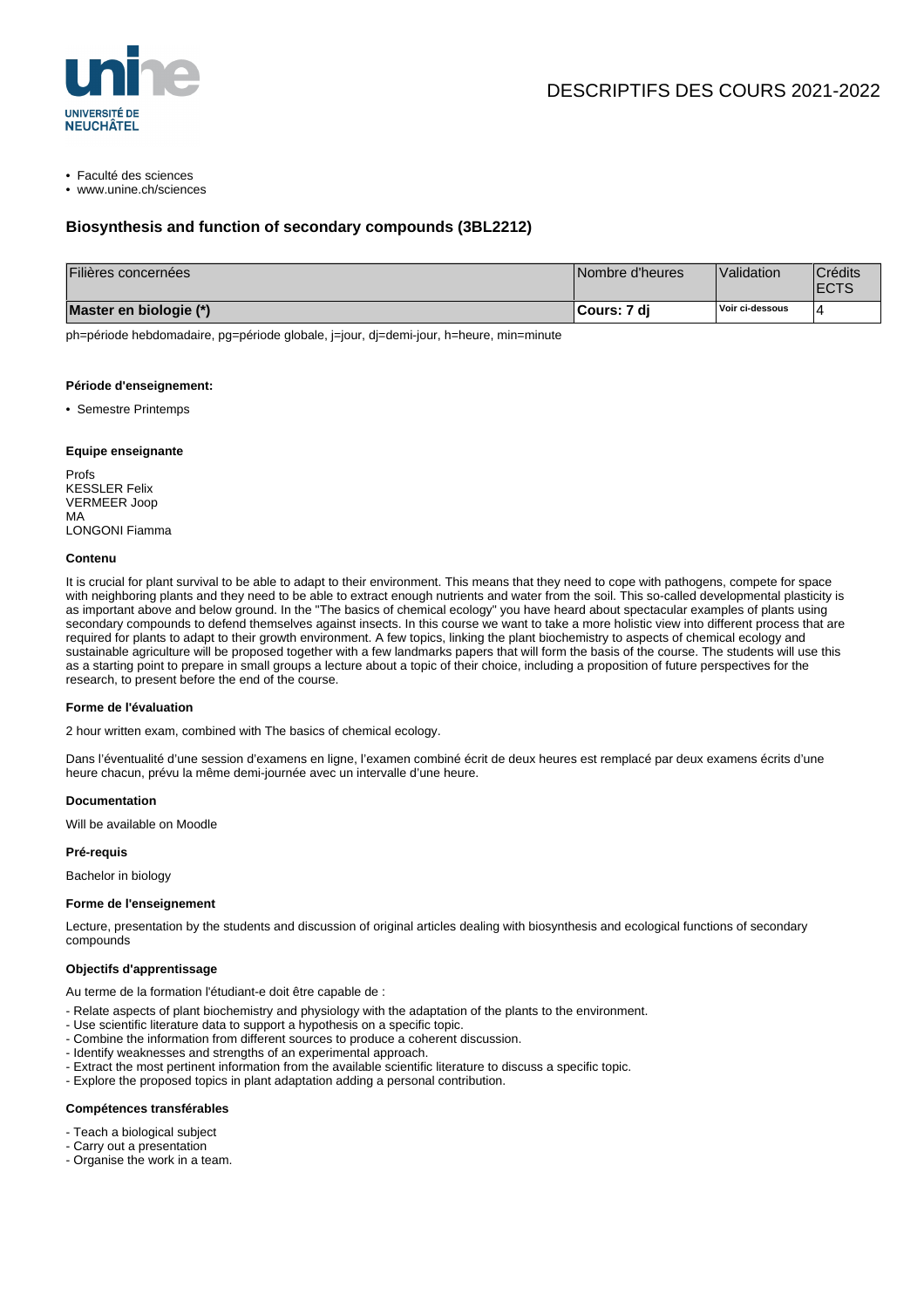DESCRIPTIFS DES COURS 2021-2022

- Faculté des sciences
- www.unine.ch/sciences

## Biosynthesis and function of secondary compounds (3BL2212)

| Filières concernées | Nombre d'heures | Validation | Crédits ECTS |
|---|---|---|---|
| **Master en biologie (*)** | **Cours: 7 dj** | Voir ci-dessous | 4 |

ph=période hebdomadaire, pg=période globale, j=jour, dj=demi-jour, h=heure, min=minute

#### Période d'enseignement:

- Semestre Printemps

#### Equipe enseignante

Profs
KESSLER Felix
VERMEER Joop
MA
LONGONI Fiamma

#### Contenu

It is crucial for plant survival to be able to adapt to their environment. This means that they need to cope with pathogens, compete for space with neighboring plants and they need to be able to extract enough nutrients and water from the soil. This so-called developmental plasticity is as important above and below ground. In the "The basics of chemical ecology" you have heard about spectacular examples of plants using secondary compounds to defend themselves against insects. In this course we want to take a more holistic view into different process that are required for plants to adapt to their growth environment. A few topics, linking the plant biochemistry to aspects of chemical ecology and sustainable agriculture will be proposed together with a few landmarks papers that will form the basis of the course. The students will use this as a starting point to prepare in small groups a lecture about a topic of their choice, including a proposition of future perspectives for the research, to present before the end of the course.

#### Forme de l'évaluation

2 hour written exam, combined with The basics of chemical ecology.

Dans l'éventualité d'une session d'examens en ligne, l'examen combiné écrit de deux heures est remplacé par deux examens écrits d'une heure chacun, prévu la même demi-journée avec un intervalle d'une heure.

#### Documentation

Will be available on Moodle

#### Pré-requis

Bachelor in biology

#### Forme de l'enseignement

Lecture, presentation by the students and discussion of original articles dealing with biosynthesis and ecological functions of secondary compounds

#### Objectifs d'apprentissage

Au terme de la formation l'étudiant-e doit être capable de :

- Relate aspects of plant biochemistry and physiology with the adaptation of the plants to the environment.
- Use scientific literature data to support a hypothesis on a specific topic.
- Combine the information from different sources to produce a coherent discussion.
- Identify weaknesses and strengths of an experimental approach.
- Extract the most pertinent information from the available scientific literature to discuss a specific topic.
- Explore the proposed topics in plant adaptation adding a personal contribution.

#### Compétences transférables

- Teach a biological subject
- Carry out a presentation
- Organise the work in a team.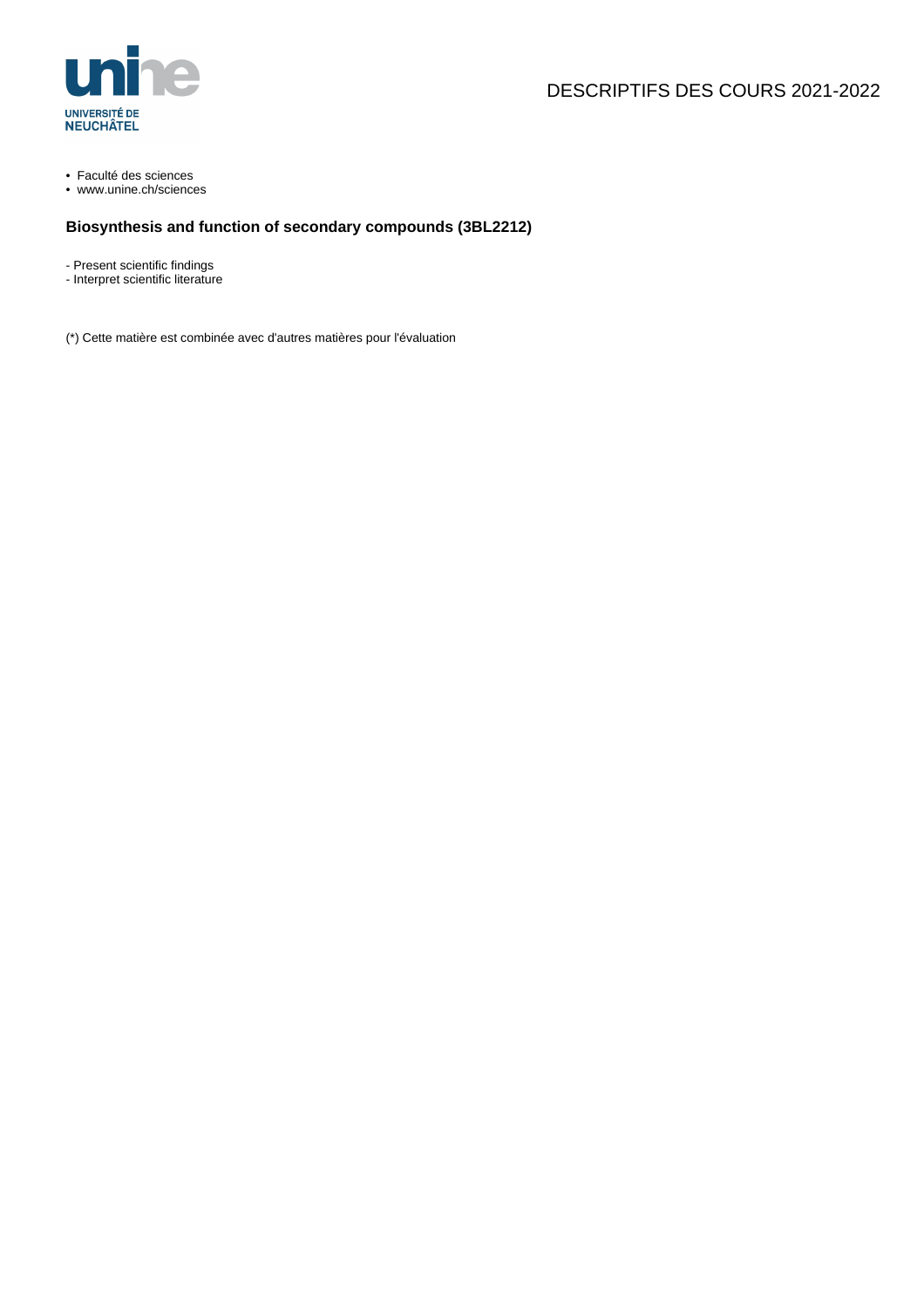- Faculté des sciences
- www.unine.ch/sciences

### Biosynthesis and function of secondary compounds (3BL2212)

- Present scientific findings
- Interpret scientific literature

(*) Cette matière est combinée avec d'autres matières pour l'évaluation